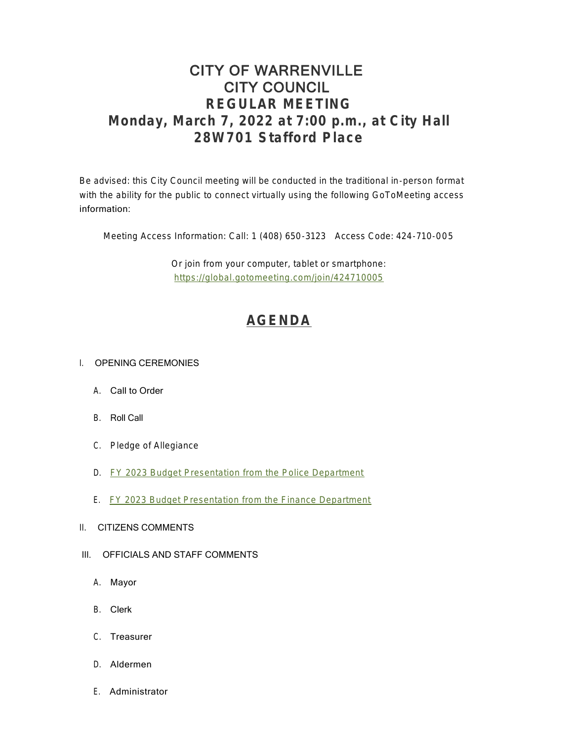# CITY OF WARRENVILLE
# CITY COUNCIL
## REGULAR MEETING
## Monday, March 7, 2022 at 7:00 p.m., at City Hall
## 28W701 Stafford Place

Be advised: this City Council meeting will be conducted in the traditional in-person format with the ability for the public to connect virtually using the following GoToMeeting access information:

Meeting Access Information: Call: 1 (408) 650-3123 Access Code: 424-710-005

Or join from your computer, tablet or smartphone:
https://global.gotomeeting.com/join/424710005

## AGENDA

I. OPENING CEREMONIES

A. Call to Order

B. Roll Call

C. Pledge of Allegiance

D. FY 2023 Budget Presentation from the Police Department

E. FY 2023 Budget Presentation from the Finance Department

II. CITIZENS COMMENTS

III. OFFICIALS AND STAFF COMMENTS

A. Mayor

B. Clerk

C. Treasurer

D. Aldermen

E. Administrator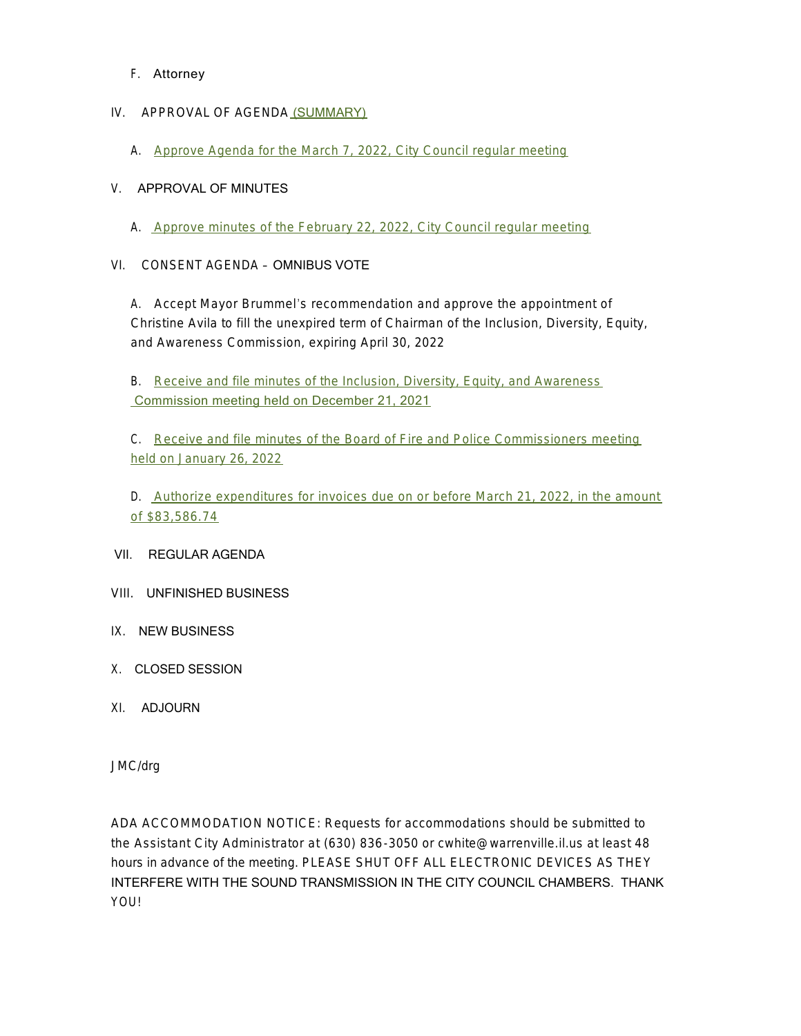F. Attorney

IV. APPROVAL OF AGENDA (SUMMARY)

A. Approve Agenda for the March 7, 2022, City Council regular meeting

V. APPROVAL OF MINUTES

A. Approve minutes of the February 22, 2022, City Council regular meeting

VI. CONSENT AGENDA – OMNIBUS VOTE

A. Accept Mayor Brummel's recommendation and approve the appointment of Christine Avila to fill the unexpired term of Chairman of the Inclusion, Diversity, Equity, and Awareness Commission, expiring April 30, 2022

B. Receive and file minutes of the Inclusion, Diversity, Equity, and Awareness Commission meeting held on December 21, 2021

C. Receive and file minutes of the Board of Fire and Police Commissioners meeting held on January 26, 2022

D. Authorize expenditures for invoices due on or before March 21, 2022, in the amount of $83,586.74

VII. REGULAR AGENDA

VIII. UNFINISHED BUSINESS

IX. NEW BUSINESS

X. CLOSED SESSION

XI. ADJOURN

JMC/drg

ADA ACCOMMODATION NOTICE: Requests for accommodations should be submitted to the Assistant City Administrator at (630) 836-3050 or cwhite@warrenville.il.us at least 48 hours in advance of the meeting. PLEASE SHUT OFF ALL ELECTRONIC DEVICES AS THEY INTERFERE WITH THE SOUND TRANSMISSION IN THE CITY COUNCIL CHAMBERS. THANK YOU!